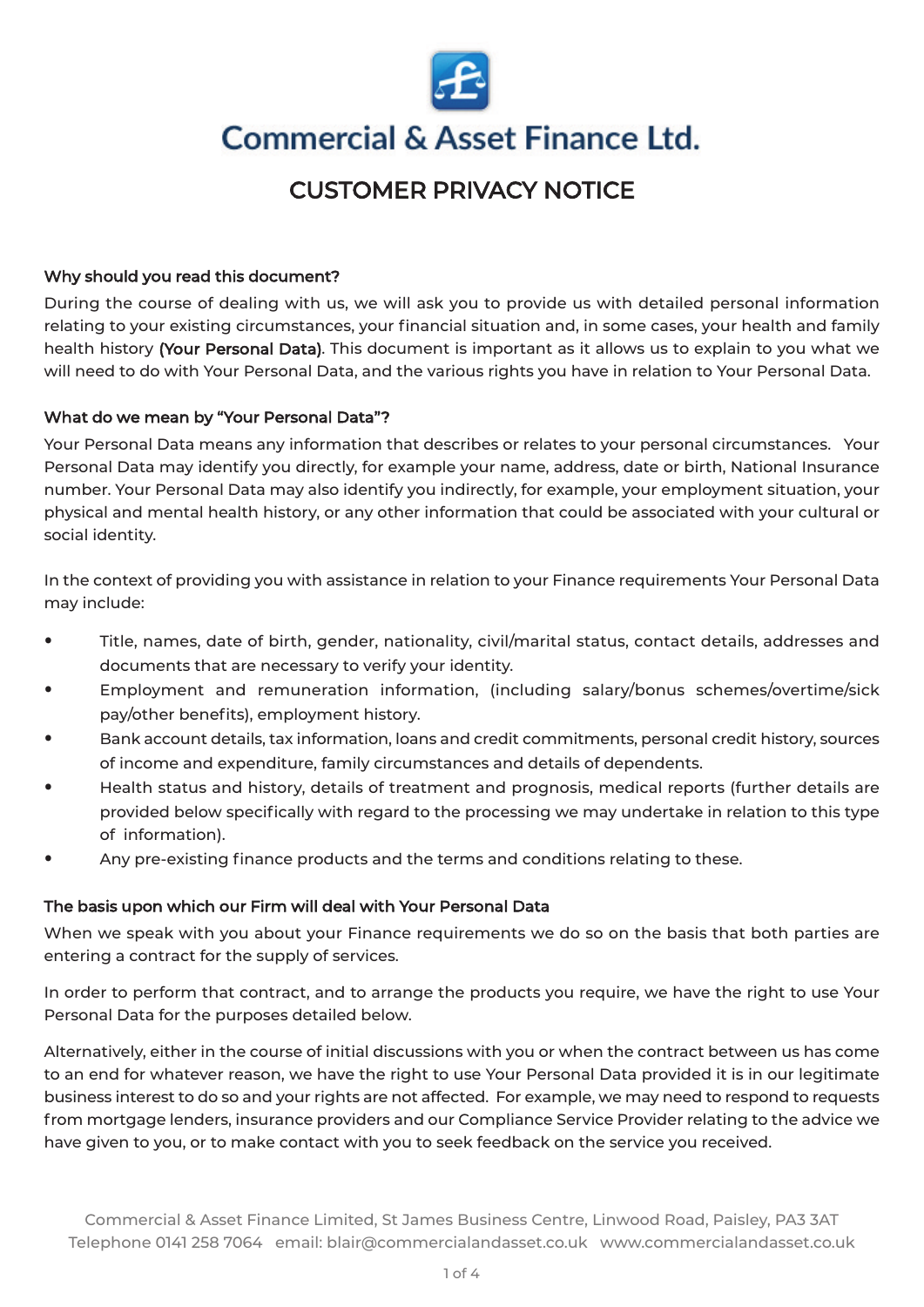# Commercial & Asset Finance Ltd.

## CUSTOMER PRIVACY NOTICE

### Why should you read this document?

During the course of dealing with us, we will ask you to provide us with detailed personal information relating to your existing circumstances, your financial situation and, in some cases, your health and family health history **(Your Personal Data)**. This document is important as it allows us to explain to you what we will need to do with Your Personal Data, and the various rights you have in relation to Your Personal Data.

### What do we mean by "Your Personal Data"?

Your Personal Data means any information that describes or relates to your personal circumstances. Your Personal Data may identify you directly, for example your name, address, date or birth, National Insurance number. Your Personal Data may also identify you indirectly, for example, your employment situation, your physical and mental health history, or any other information that could be associated with your cultural or social identity.

In the context of providing you with assistance in relation to your Finance requirements Your Personal Data may include:

- Title, names, date of birth, gender, nationality, civil/marital status, contact details, addresses and documents that are necessary to verify your identity.
- Employment and remuneration information, (including salary/bonus schemes/overtime/sick pay/other benefits), employment history.
- Bank account details, tax information, loans and credit commitments, personal credit history, sources of income and expenditure, family circumstances and details of dependents.
- Health status and history, details of treatment and prognosis, medical reports (further details are provided below specifically with regard to the processing we may undertake in relation to this type of information).
- Any pre-existing finance products and the terms and conditions relating to these.

### The basis upon which our Firm will deal with Your Personal Data

When we speak with you about your Finance requirements we do so on the basis that both parties are entering a contract for the supply of services.

In order to perform that contract, and to arrange the products you require, we have the right to use Your Personal Data for the purposes detailed below.

Alternatively, either in the course of initial discussions with you or when the contract between us has come to an end for whatever reason, we have the right to use Your Personal Data provided it is in our legitimate business interest to do so and your rights are not affected. For example, we may need to respond to requests from mortgage lenders, insurance providers and our Compliance Service Provider relating to the advice we have given to you, or to make contact with you to seek feedback on the service you received.

Commercial & Asset Finance Limited, St James Business Centre, Linwood Road, Paisley, PA3 3AT
Telephone 0141 258 7064 email: blair@commercialandasset.co.uk www.commercialandasset.co.uk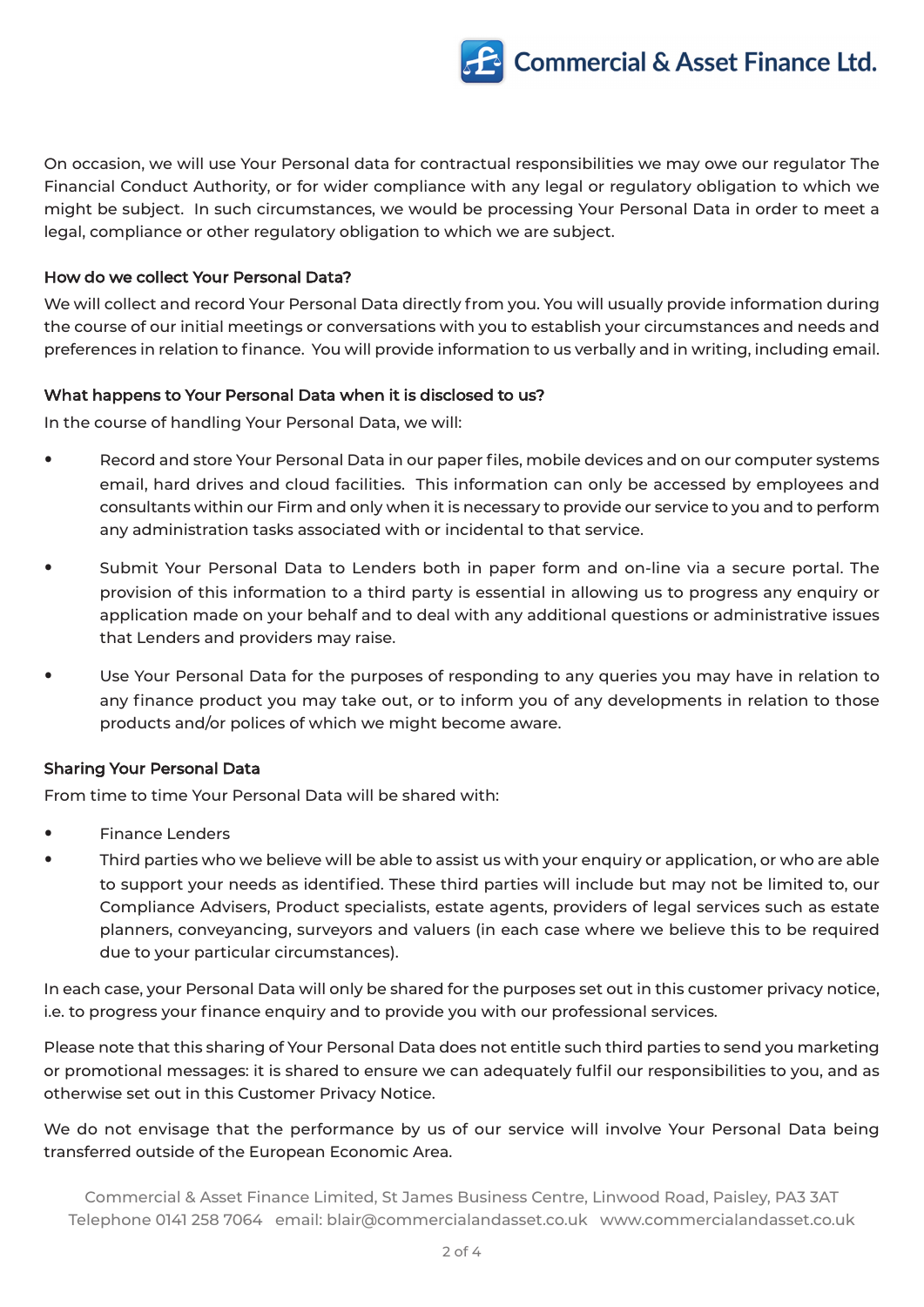On occasion, we will use Your Personal data for contractual responsibilities we may owe our regulator The Financial Conduct Authority, or for wider compliance with any legal or regulatory obligation to which we might be subject. In such circumstances, we would be processing Your Personal Data in order to meet a legal, compliance or other regulatory obligation to which we are subject.

### How do we collect Your Personal Data?

We will collect and record Your Personal Data directly from you. You will usually provide information during the course of our initial meetings or conversations with you to establish your circumstances and needs and preferences in relation to finance. You will provide information to us verbally and in writing, including email.

### What happens to Your Personal Data when it is disclosed to us?

In the course of handling Your Personal Data, we will:

- Record and store Your Personal Data in our paper files, mobile devices and on our computer systems email, hard drives and cloud facilities. This information can only be accessed by employees and consultants within our Firm and only when it is necessary to provide our service to you and to perform any administration tasks associated with or incidental to that service.
- Submit Your Personal Data to Lenders both in paper form and on-line via a secure portal. The provision of this information to a third party is essential in allowing us to progress any enquiry or application made on your behalf and to deal with any additional questions or administrative issues that Lenders and providers may raise.
- Use Your Personal Data for the purposes of responding to any queries you may have in relation to any finance product you may take out, or to inform you of any developments in relation to those products and/or polices of which we might become aware.

### Sharing Your Personal Data

From time to time Your Personal Data will be shared with:

- Finance Lenders
- Third parties who we believe will be able to assist us with your enquiry or application, or who are able to support your needs as identified. These third parties will include but may not be limited to, our Compliance Advisers, Product specialists, estate agents, providers of legal services such as estate planners, conveyancing, surveyors and valuers (in each case where we believe this to be required due to your particular circumstances).

In each case, your Personal Data will only be shared for the purposes set out in this customer privacy notice, i.e. to progress your finance enquiry and to provide you with our professional services.

Please note that this sharing of Your Personal Data does not entitle such third parties to send you marketing or promotional messages: it is shared to ensure we can adequately fulfil our responsibilities to you, and as otherwise set out in this Customer Privacy Notice.

We do not envisage that the performance by us of our service will involve Your Personal Data being transferred outside of the European Economic Area.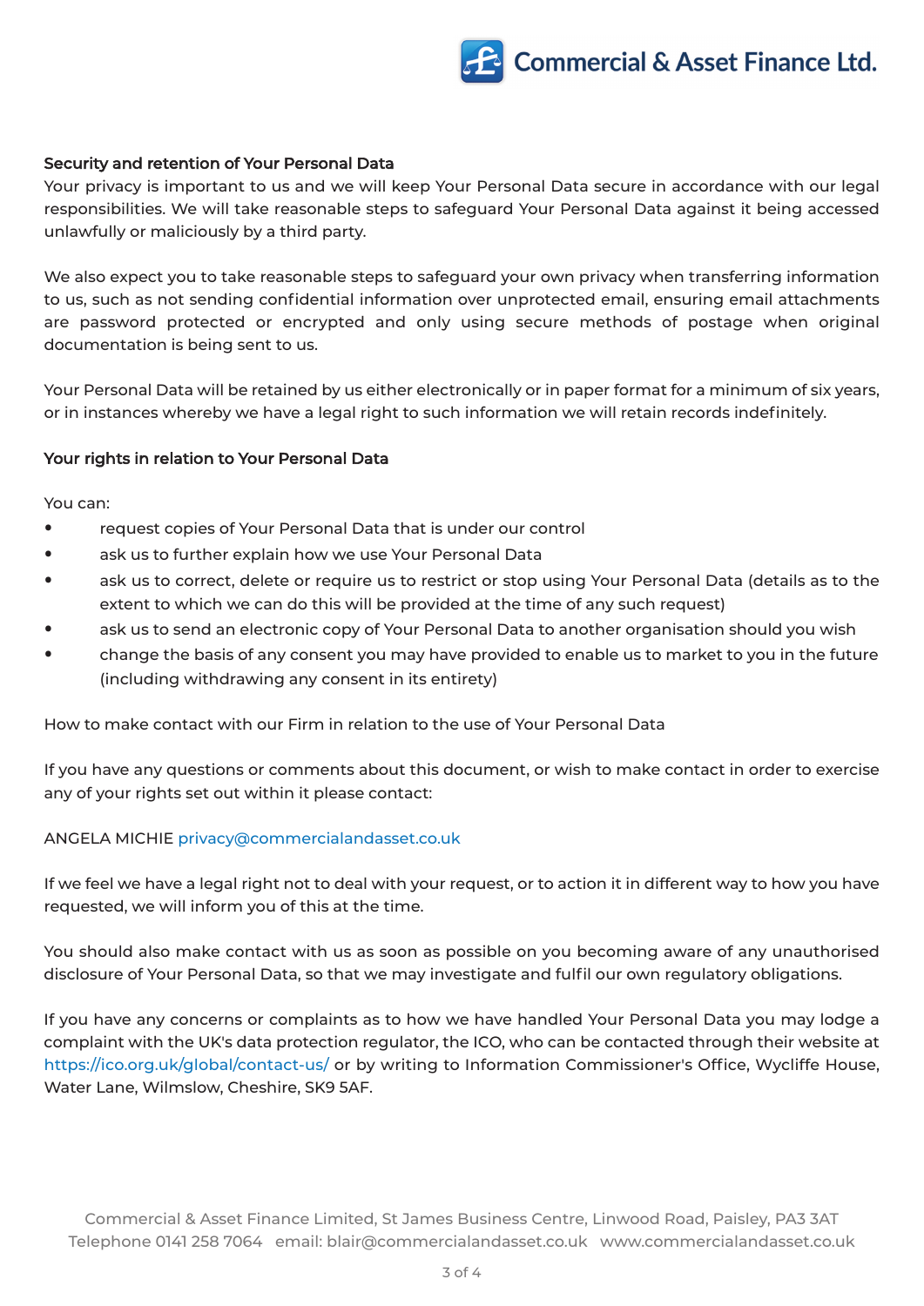## Security and retention of Your Personal Data

Your privacy is important to us and we will keep Your Personal Data secure in accordance with our legal responsibilities. We will take reasonable steps to safeguard Your Personal Data against it being accessed unlawfully or maliciously by a third party.

We also expect you to take reasonable steps to safeguard your own privacy when transferring information to us, such as not sending confidential information over unprotected email, ensuring email attachments are password protected or encrypted and only using secure methods of postage when original documentation is being sent to us.

Your Personal Data will be retained by us either electronically or in paper format for a minimum of six years, or in instances whereby we have a legal right to such information we will retain records indefinitely.

## Your rights in relation to Your Personal Data

You can:

- request copies of Your Personal Data that is under our control
- ask us to further explain how we use Your Personal Data
- ask us to correct, delete or require us to restrict or stop using Your Personal Data (details as to the extent to which we can do this will be provided at the time of any such request)
- ask us to send an electronic copy of Your Personal Data to another organisation should you wish
- change the basis of any consent you may have provided to enable us to market to you in the future (including withdrawing any consent in its entirety)

How to make contact with our Firm in relation to the use of Your Personal Data

If you have any questions or comments about this document, or wish to make contact in order to exercise any of your rights set out within it please contact:

ANGELA MICHIE privacy@commercialandasset.co.uk

If we feel we have a legal right not to deal with your request, or to action it in different way to how you have requested, we will inform you of this at the time.

You should also make contact with us as soon as possible on you becoming aware of any unauthorised disclosure of Your Personal Data, so that we may investigate and fulfil our own regulatory obligations.

If you have any concerns or complaints as to how we have handled Your Personal Data you may lodge a complaint with the UK's data protection regulator, the ICO, who can be contacted through their website at https://ico.org.uk/global/contact-us/ or by writing to Information Commissioner's Office, Wycliffe House, Water Lane, Wilmslow, Cheshire, SK9 5AF.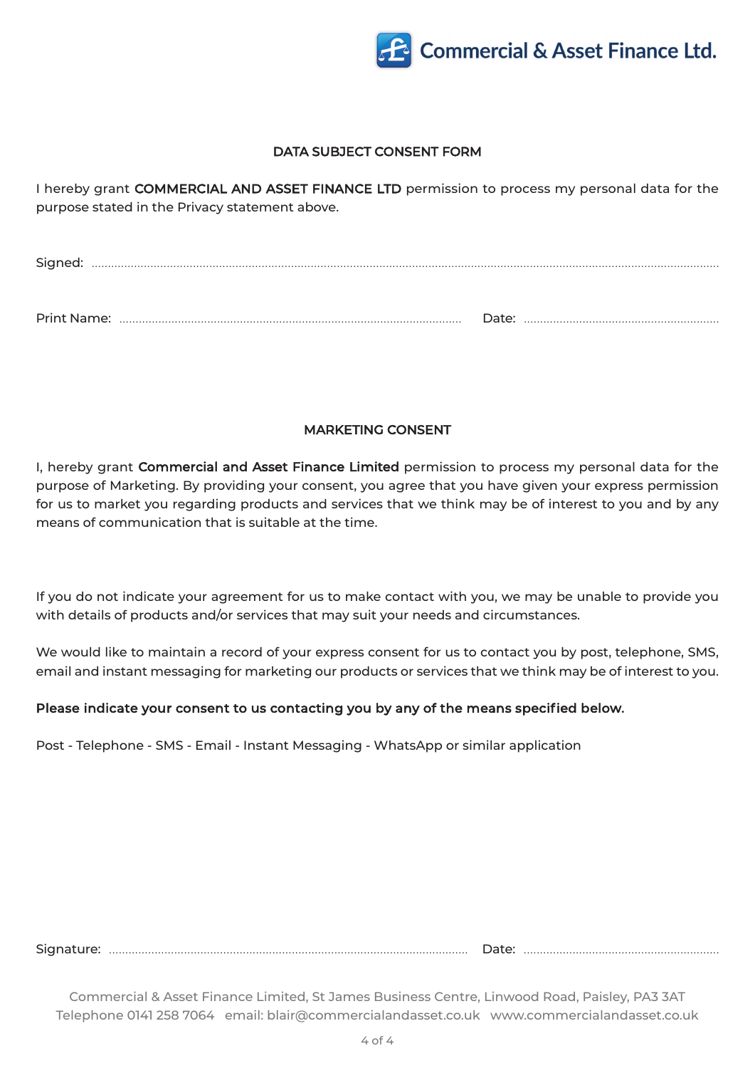Commercial & Asset Finance Ltd.

## DATA SUBJECT CONSENT FORM

I hereby grant **COMMERCIAL AND ASSET FINANCE LTD** permission to process my personal data for the purpose stated in the Privacy statement above.

Signed: ..............................................................................................................................

Print Name: .................................................................... Date: ..........................................

## MARKETING CONSENT

I, hereby grant **Commercial and Asset Finance Limited** permission to process my personal data for the purpose of Marketing. By providing your consent, you agree that you have given your express permission for us to market you regarding products and services that we think may be of interest to you and by any means of communication that is suitable at the time.

If you do not indicate your agreement for us to make contact with you, we may be unable to provide you with details of products and/or services that may suit your needs and circumstances.

We would like to maintain a record of your express consent for us to contact you by post, telephone, SMS, email and instant messaging for marketing our products or services that we think may be of interest to you.

**Please indicate your consent to us contacting you by any of the means specified below.**

Post - Telephone - SMS - Email - Instant Messaging - WhatsApp or similar application

Signature: .................................................................... Date: ..........................................

Commercial & Asset Finance Limited, St James Business Centre, Linwood Road, Paisley, PA3 3AT
Telephone 0141 258 7064 email: blair@commercialandasset.co.uk www.commercialandasset.co.uk